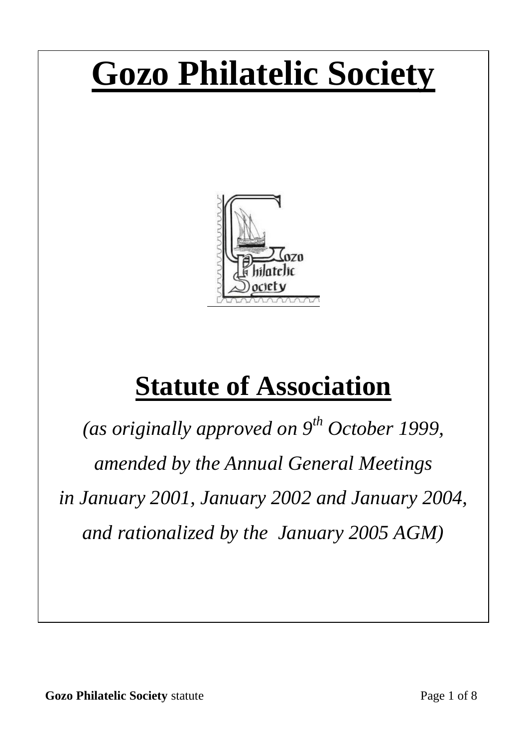# Gozo Philatelic Society

# Statute of Association

*(as originally approved on 9th October 1999,*

*amended by the Annual General Meetings*

*in January 2001, January 2002 and January 2004,*

*and rationalized by the January 2005 AGM)*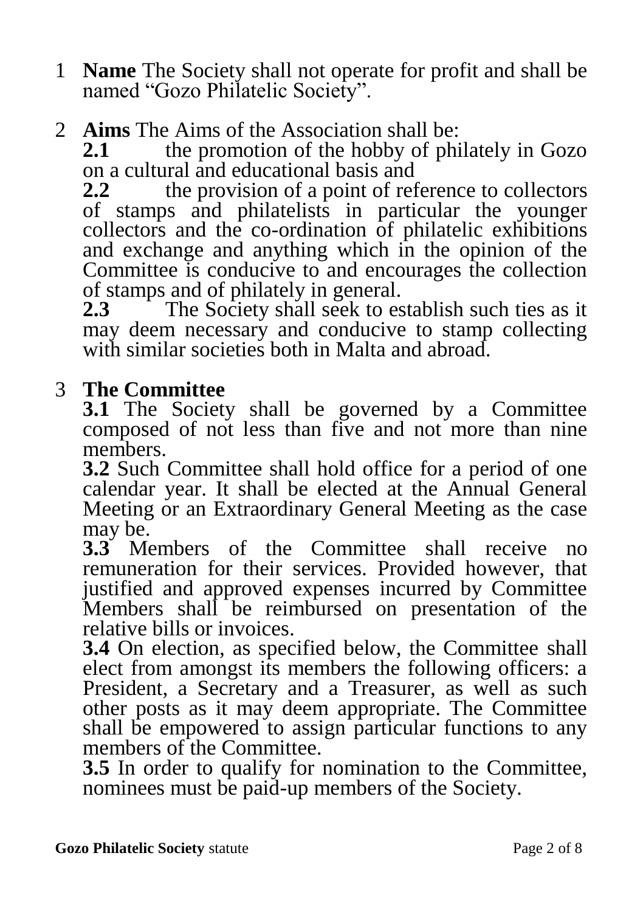1 **Name** The Society shall not operate for profit and shall be named “Gozo Philatelic Society”.

2 **Aims** The Aims of the Association shall be:

**2.1** the promotion of the hobby of philately in Gozo on a cultural and educational basis and

**2.2** the provision of a point of reference to collectors of stamps and philatelists in particular the younger collectors and the co-ordination of philatelic exhibitions and exchange and anything which in the opinion of the Committee is conducive to and encourages the collection of stamps and of philately in general.

**2.3** The Society shall seek to establish such ties as it may deem necessary and conducive to stamp collecting with similar societies both in Malta and abroad.

3 **The Committee**

**3.1** The Society shall be governed by a Committee composed of not less than five and not more than nine members.

**3.2** Such Committee shall hold office for a period of one calendar year. It shall be elected at the Annual General Meeting or an Extraordinary General Meeting as the case may be.

**3.3** Members of the Committee shall receive no remuneration for their services. Provided however, that justified and approved expenses incurred by Committee Members shall be reimbursed on presentation of the relative bills or invoices.

**3.4** On election, as specified below, the Committee shall elect from amongst its members the following officers: a President, a Secretary and a Treasurer, as well as such other posts as it may deem appropriate. The Committee shall be empowered to assign particular functions to any members of the Committee.

**3.5** In order to qualify for nomination to the Committee, nominees must be paid-up members of the Society.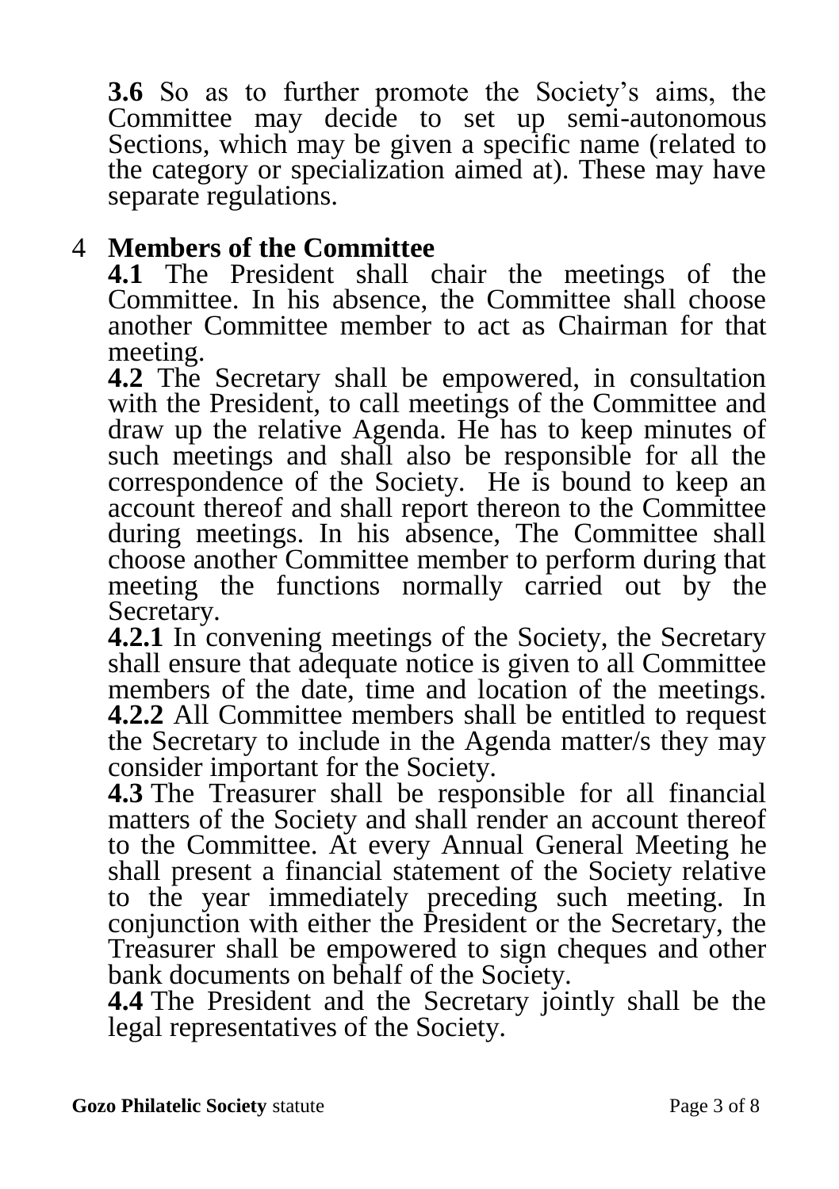**3.6** So as to further promote the Society's aims, the Committee may decide to set up semi-autonomous Sections, which may be given a specific name (related to the category or specialization aimed at). These may have separate regulations.

## 4 Members of the Committee

**4.1** The President shall chair the meetings of the Committee. In his absence, the Committee shall choose another Committee member to act as Chairman for that meeting.

**4.2** The Secretary shall be empowered, in consultation with the President, to call meetings of the Committee and draw up the relative Agenda. He has to keep minutes of such meetings and shall also be responsible for all the correspondence of the Society. He is bound to keep an account thereof and shall report thereon to the Committee during meetings. In his absence, The Committee shall choose another Committee member to perform during that meeting the functions normally carried out by the Secretary.

**4.2.1** In convening meetings of the Society, the Secretary shall ensure that adequate notice is given to all Committee members of the date, time and location of the meetings.

**4.2.2** All Committee members shall be entitled to request the Secretary to include in the Agenda matter/s they may consider important for the Society.

**4.3** The Treasurer shall be responsible for all financial matters of the Society and shall render an account thereof to the Committee. At every Annual General Meeting he shall present a financial statement of the Society relative to the year immediately preceding such meeting. In conjunction with either the President or the Secretary, the Treasurer shall be empowered to sign cheques and other bank documents on behalf of the Society.

**4.4** The President and the Secretary jointly shall be the legal representatives of the Society.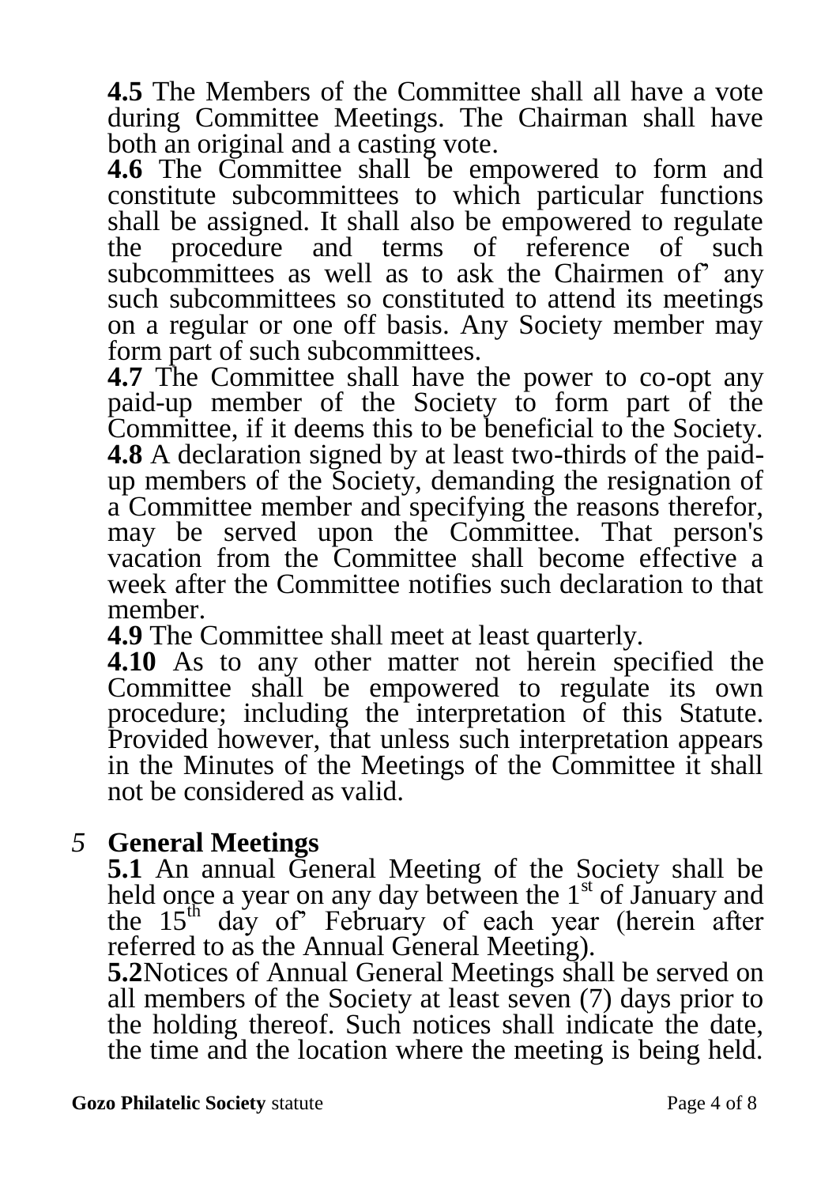**4.5** The Members of the Committee shall all have a vote during Committee Meetings. The Chairman shall have both an original and a casting vote.

**4.6** The Committee shall be empowered to form and constitute subcommittees to which particular functions shall be assigned. It shall also be empowered to regulate the procedure and terms of reference of such subcommittees as well as to ask the Chairmen of' any such subcommittees so constituted to attend its meetings on a regular or one off basis. Any Society member may form part of such subcommittees.

**4.7** The Committee shall have the power to co-opt any paid-up member of the Society to form part of the Committee, if it deems this to be beneficial to the Society.

**4.8** A declaration signed by at least two-thirds of the paid-up members of the Society, demanding the resignation of a Committee member and specifying the reasons therefor, may be served upon the Committee. That person's vacation from the Committee shall become effective a week after the Committee notifies such declaration to that member.

**4.9** The Committee shall meet at least quarterly.

**4.10** As to any other matter not herein specified the Committee shall be empowered to regulate its own procedure; including the interpretation of this Statute. Provided however, that unless such interpretation appears in the Minutes of the Meetings of the Committee it shall not be considered as valid.

## *5* General Meetings

**5.1** An annual General Meeting of the Society shall be held once a year on any day between the 1st of January and the 15th day of' February of each year (herein after referred to as the Annual General Meeting).

**5.2**Notices of Annual General Meetings shall be served on all members of the Society at least seven (7) days prior to the holding thereof. Such notices shall indicate the date, the time and the location where the meeting is being held.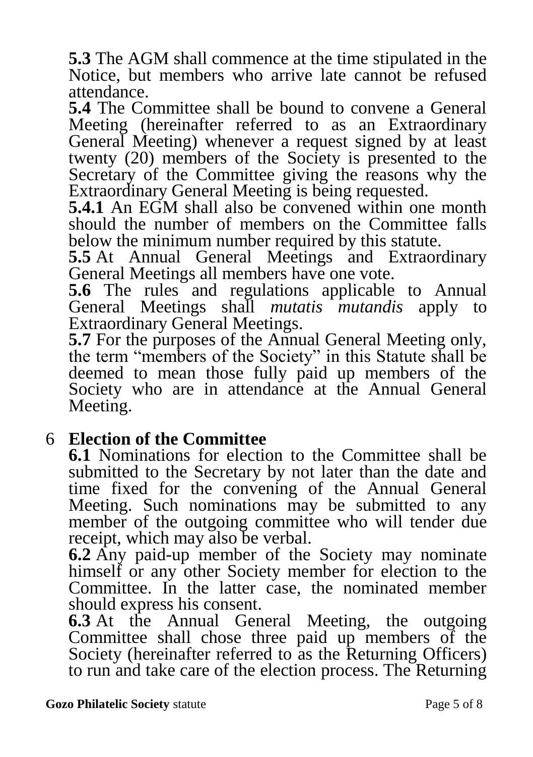**5.3** The AGM shall commence at the time stipulated in the Notice, but members who arrive late cannot be refused attendance.

**5.4** The Committee shall be bound to convene a General Meeting (hereinafter referred to as an Extraordinary General Meeting) whenever a request signed by at least twenty (20) members of the Society is presented to the Secretary of the Committee giving the reasons why the Extraordinary General Meeting is being requested.

**5.4.1** An EGM shall also be convened within one month should the number of members on the Committee falls below the minimum number required by this statute.

**5.5** At Annual General Meetings and Extraordinary General Meetings all members have one vote.

**5.6** The rules and regulations applicable to Annual General Meetings shall *mutatis mutandis* apply to Extraordinary General Meetings.

**5.7** For the purposes of the Annual General Meeting only, the term "members of the Society" in this Statute shall be deemed to mean those fully paid up members of the Society who are in attendance at the Annual General Meeting.

## 6 Election of the Committee

**6.1** Nominations for election to the Committee shall be submitted to the Secretary by not later than the date and time fixed for the convening of the Annual General Meeting. Such nominations may be submitted to any member of the outgoing committee who will tender due receipt, which may also be verbal.

**6.2** Any paid-up member of the Society may nominate himself or any other Society member for election to the Committee. In the latter case, the nominated member should express his consent.

**6.3** At the Annual General Meeting, the outgoing Committee shall chose three paid up members of the Society (hereinafter referred to as the Returning Officers) to run and take care of the election process. The Returning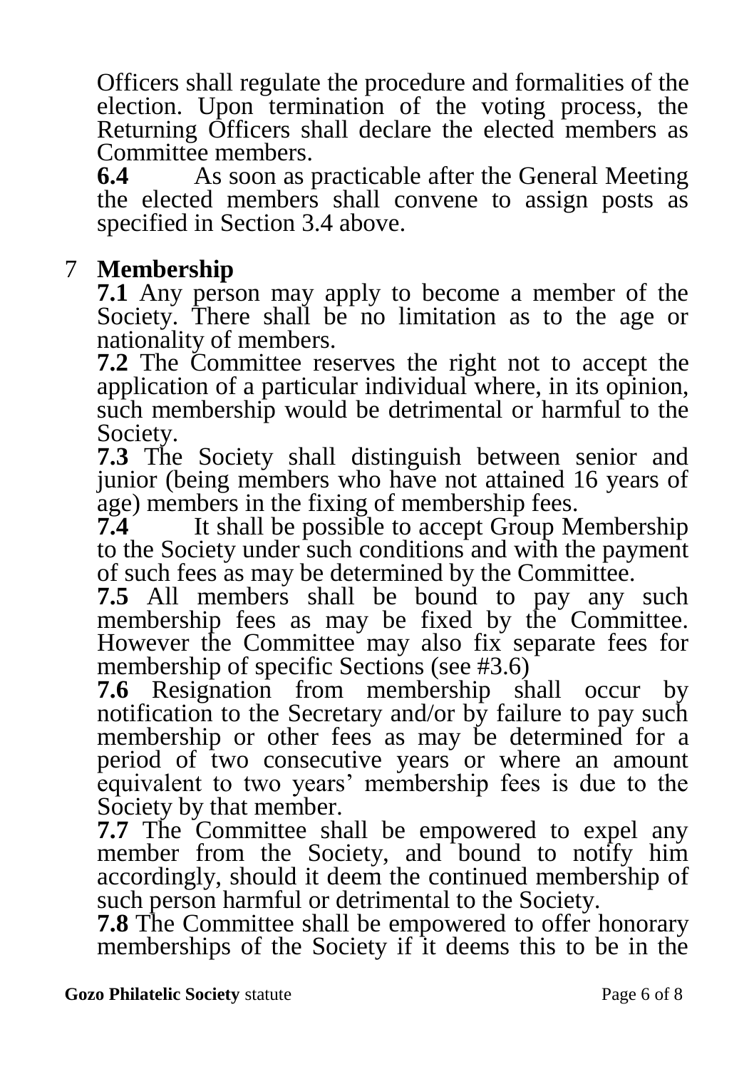Officers shall regulate the procedure and formalities of the election. Upon termination of the voting process, the Returning Officers shall declare the elected members as Committee members.

**6.4** As soon as practicable after the General Meeting the elected members shall convene to assign posts as specified in Section 3.4 above.

## 7 Membership

**7.1** Any person may apply to become a member of the Society. There shall be no limitation as to the age or nationality of members.

**7.2** The Committee reserves the right not to accept the application of a particular individual where, in its opinion, such membership would be detrimental or harmful to the Society.

**7.3** The Society shall distinguish between senior and junior (being members who have not attained 16 years of age) members in the fixing of membership fees.

**7.4** It shall be possible to accept Group Membership to the Society under such conditions and with the payment of such fees as may be determined by the Committee.

**7.5** All members shall be bound to pay any such membership fees as may be fixed by the Committee. However the Committee may also fix separate fees for membership of specific Sections (see #3.6)

**7.6** Resignation from membership shall occur by notification to the Secretary and/or by failure to pay such membership or other fees as may be determined for a period of two consecutive years or where an amount equivalent to two years' membership fees is due to the Society by that member.

**7.7** The Committee shall be empowered to expel any member from the Society, and bound to notify him accordingly, should it deem the continued membership of such person harmful or detrimental to the Society.

**7.8** The Committee shall be empowered to offer honorary memberships of the Society if it deems this to be in the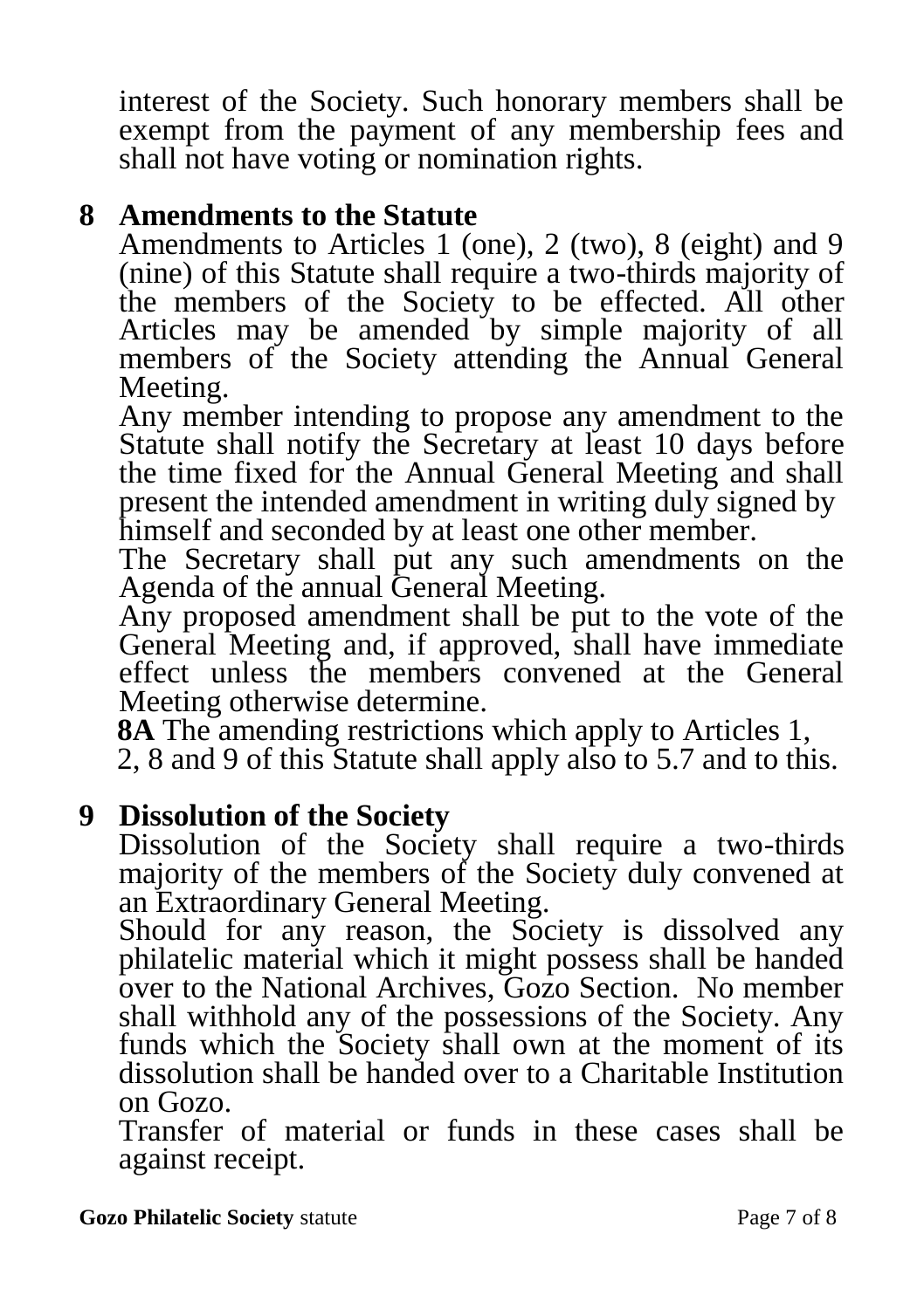interest of the Society. Such honorary members shall be exempt from the payment of any membership fees and shall not have voting or nomination rights.

## 8 Amendments to the Statute

Amendments to Articles 1 (one), 2 (two), 8 (eight) and 9 (nine) of this Statute shall require a two-thirds majority of the members of the Society to be effected. All other Articles may be amended by simple majority of all members of the Society attending the Annual General Meeting.

Any member intending to propose any amendment to the Statute shall notify the Secretary at least 10 days before the time fixed for the Annual General Meeting and shall present the intended amendment in writing duly signed by himself and seconded by at least one other member.

The Secretary shall put any such amendments on the Agenda of the annual General Meeting.

Any proposed amendment shall be put to the vote of the General Meeting and, if approved, shall have immediate effect unless the members convened at the General Meeting otherwise determine.

**8A** The amending restrictions which apply to Articles 1, 2, 8 and 9 of this Statute shall apply also to 5.7 and to this.

## 9 Dissolution of the Society

Dissolution of the Society shall require a two-thirds majority of the members of the Society duly convened at an Extraordinary General Meeting.

Should for any reason, the Society is dissolved any philatelic material which it might possess shall be handed over to the National Archives, Gozo Section. No member shall withhold any of the possessions of the Society. Any funds which the Society shall own at the moment of its dissolution shall be handed over to a Charitable Institution on Gozo.

Transfer of material or funds in these cases shall be against receipt.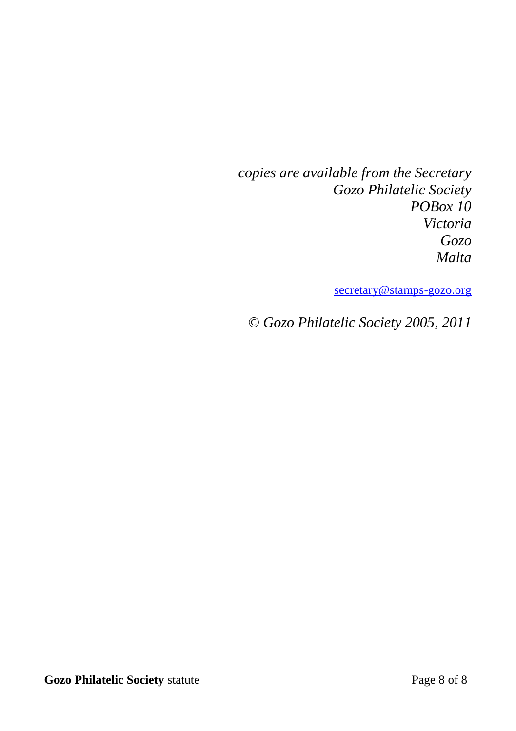*copies are available from the Secretary*
*Gozo Philatelic Society*
*POBox 10*
*Victoria*
*Gozo*
*Malta*

secretary@stamps-gozo.org

*© Gozo Philatelic Society 2005, 2011*